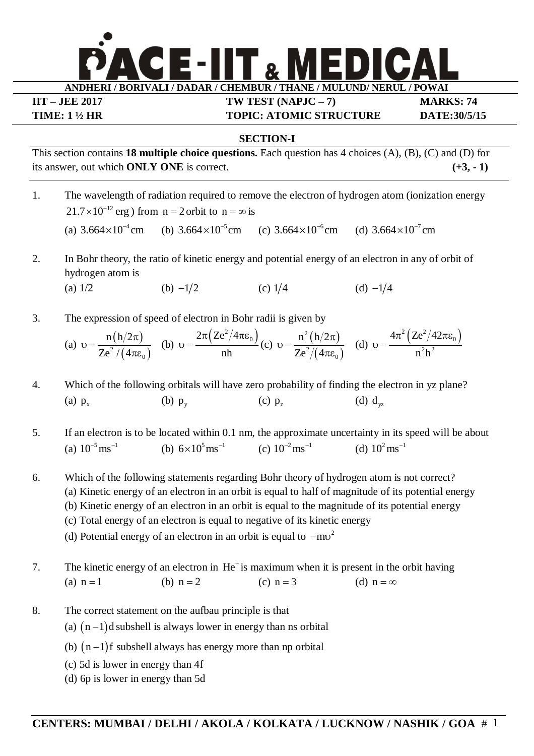# PACE-IIT & MEDICAL

**ANDHERI / BORIVALI / DADAR / CHEMBUR / THANE / MULUND/ NERUL / POWAI**

| **IIT – JEE 2017** | **TW TEST (NAPJC – 7)** | **MARKS: 74** |
|---|---|---|
| **TIME: 1 ½ HR** | **TOPIC: ATOMIC STRUCTURE** | **DATE:30/5/15** |

## SECTION-I

This section contains **18 multiple choice questions.** Each question has 4 choices (A), (B), (C) and (D) for its answer, out which **ONLY ONE** is correct. **(+3, - 1)**

1. The wavelength of radiation required to remove the electron of hydrogen atom (ionization energy $21.7\times10^{-12}$ erg) from $n=2$ orbit to $n=\infty$ is

   (a) $3.664\times10^{-4}$cm (b) $3.664\times10^{-5}$cm (c) $3.664\times10^{-6}$cm (d) $3.664\times10^{-7}$cm

2. In Bohr theory, the ratio of kinetic energy and potential energy of an electron in any of orbit of hydrogen atom is

   (a) 1/2 (b) $-1/2$ (c) $1/4$ (d) $-1/4$

3. The expression of speed of electron in Bohr radii is given by

   (a) $\upsilon=\dfrac{n(h/2\pi)}{Ze^2/(4\pi\varepsilon_0)}$ (b) $\upsilon=\dfrac{2\pi\left(Ze^2/4\pi\varepsilon_0\right)}{nh}$ (c) $\upsilon=\dfrac{n^2(h/2\pi)}{Ze^2/(4\pi\varepsilon_0)}$ (d) $\upsilon=\dfrac{4\pi^2\left(Ze^2/42\pi\varepsilon_0\right)}{n^2h^2}$

4. Which of the following orbitals will have zero probability of finding the electron in yz plane?

   (a) $p_x$ (b) $p_y$ (c) $p_z$ (d) $d_{yz}$

5. If an electron is to be located within 0.1 nm, the approximate uncertainty in its speed will be about

   (a) $10^{-5}ms^{-1}$ (b) $6\times10^5ms^{-1}$ (c) $10^{-2}ms^{-1}$ (d) $10^2ms^{-1}$

6. Which of the following statements regarding Bohr theory of hydrogen atom is not correct?

   (a) Kinetic energy of an electron in an orbit is equal to half of magnitude of its potential energy
   (b) Kinetic energy of an electron in an orbit is equal to the magnitude of its potential energy
   (c) Total energy of an electron is equal to negative of its kinetic energy
   (d) Potential energy of an electron in an orbit is equal to $-m\upsilon^2$

7. The kinetic energy of an electron in $He^+$ is maximum when it is present in the orbit having

   (a) $n=1$ (b) $n=2$ (c) $n=3$ (d) $n=\infty$

8. The correct statement on the aufbau principle is that

   (a) $(n-1)$d subshell is always lower in energy than ns orbital
   (b) $(n-1)$f subshell always has energy more than np orbital
   (c) 5d is lower in energy than 4f
   (d) 6p is lower in energy than 5d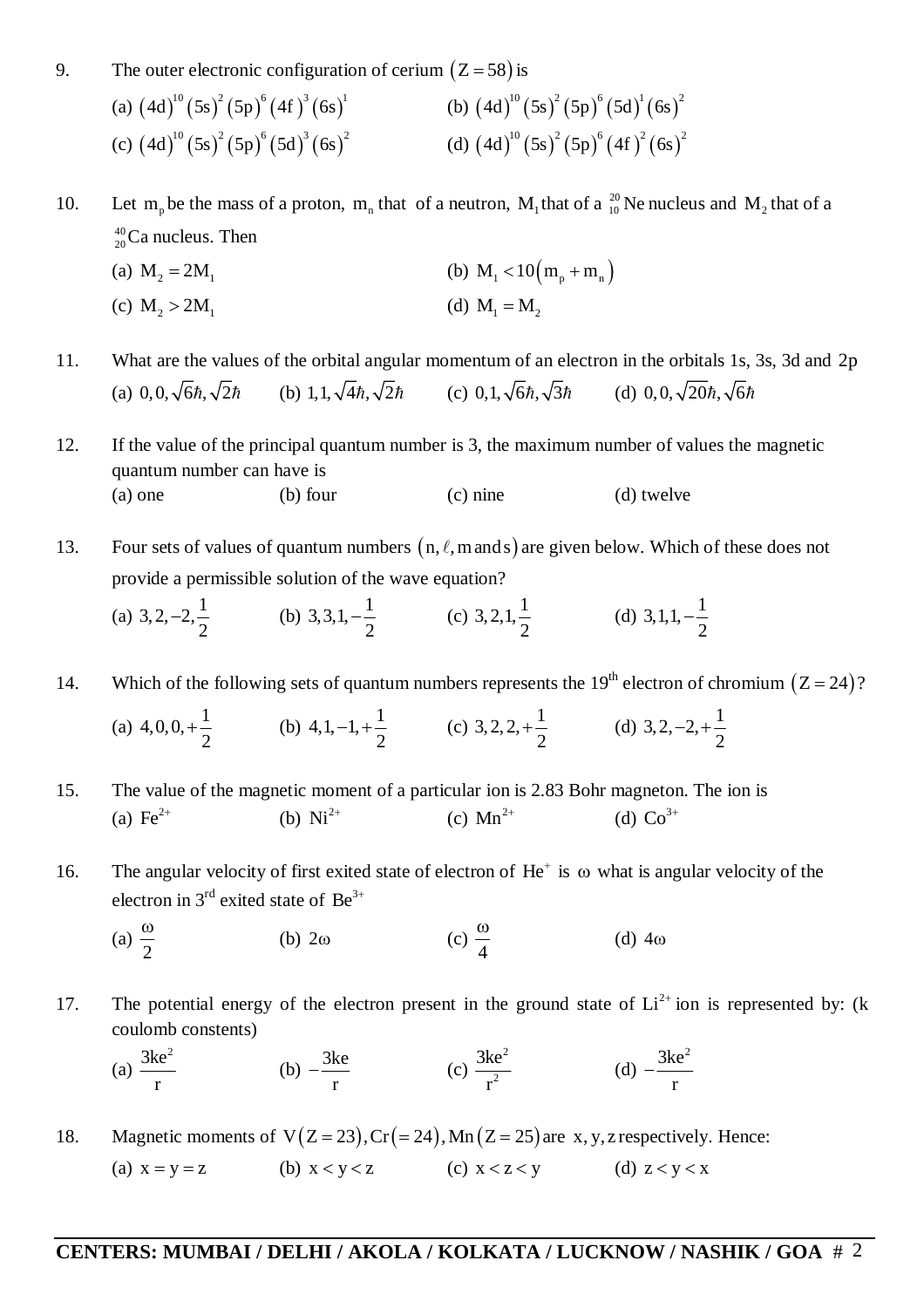9. The outer electronic configuration of cerium $(Z = 58)$ is

(a) $(4d)^{10}(5s)^2(5p)^6(4f)^3(6s)^1$
(b) $(4d)^{10}(5s)^2(5p)^6(5d)^1(6s)^2$
(c) $(4d)^{10}(5s)^2(5p)^6(5d)^3(6s)^2$
(d) $(4d)^{10}(5s)^2(5p)^6(4f)^2(6s)^2$

10. Let $m_p$ be the mass of a proton, $m_n$ that of a neutron, $M_1$ that of a $^{20}_{10}Ne$ nucleus and $M_2$ that of a $^{40}_{20}Ca$ nucleus. Then

(a) $M_2 = 2M_1$
(b) $M_1 < 10(m_p + m_n)$
(c) $M_2 > 2M_1$
(d) $M_1 = M_2$

11. What are the values of the orbital angular momentum of an electron in the orbitals 1s, 3s, 3d and 2p

(a) $0, 0, \sqrt{6}\hbar, \sqrt{2}\hbar$
(b) $1, 1, \sqrt{4}\hbar, \sqrt{2}\hbar$
(c) $0, 1, \sqrt{6}\hbar, \sqrt{3}\hbar$
(d) $0, 0, \sqrt{20}\hbar, \sqrt{6}\hbar$

12. If the value of the principal quantum number is 3, the maximum number of values the magnetic quantum number can have is

(a) one
(b) four
(c) nine
(d) twelve

13. Four sets of values of quantum numbers $(n, \ell, m \text{ and } s)$ are given below. Which of these does not provide a permissible solution of the wave equation?

(a) $3, 2, -2, \frac{1}{2}$
(b) $3, 3, 1, -\frac{1}{2}$
(c) $3, 2, 1, \frac{1}{2}$
(d) $3, 1, 1, -\frac{1}{2}$

14. Which of the following sets of quantum numbers represents the $19^{th}$ electron of chromium $(Z = 24)$?

(a) $4, 0, 0, +\frac{1}{2}$
(b) $4, 1, -1, +\frac{1}{2}$
(c) $3, 2, 2, +\frac{1}{2}$
(d) $3, 2, -2, +\frac{1}{2}$

15. The value of the magnetic moment of a particular ion is 2.83 Bohr magneton. The ion is

(a) $Fe^{2+}$
(b) $Ni^{2+}$
(c) $Mn^{2+}$
(d) $Co^{3+}$

16. The angular velocity of first exited state of electron of $He^+$ is $\omega$ what is angular velocity of the electron in $3^{rd}$ exited state of $Be^{3+}$

(a) $\frac{\omega}{2}$
(b) $2\omega$
(c) $\frac{\omega}{4}$
(d) $4\omega$

17. The potential energy of the electron present in the ground state of $Li^{2+}$ ion is represented by: (k coulomb constents)

(a) $\frac{3ke^2}{r}$
(b) $-\frac{3ke}{r}$
(c) $\frac{3ke^2}{r^2}$
(d) $-\frac{3ke^2}{r}$

18. Magnetic moments of $V(Z = 23), Cr(= 24), Mn(Z = 25)$ are $x, y, z$ respectively. Hence:

(a) $x = y = z$
(b) $x < y < z$
(c) $x < z < y$
(d) $z < y < x$

**CENTERS: MUMBAI / DELHI / AKOLA / KOLKATA / LUCKNOW / NASHIK / GOA**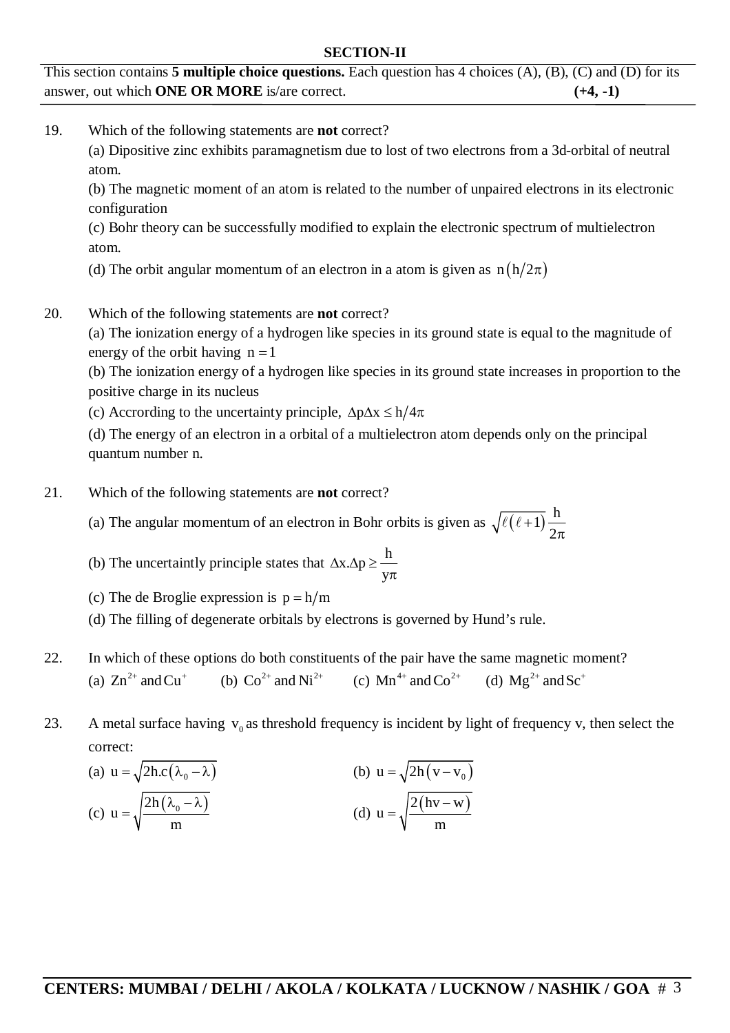### SECTION-II

This section contains **5 multiple choice questions.** Each question has 4 choices (A), (B), (C) and (D) for its answer, out which **ONE OR MORE** is/are correct. **(+4, -1)**

19. Which of the following statements are **not** correct?

(a) Dipositive zinc exhibits paramagnetism due to lost of two electrons from a 3d-orbital of neutral atom.

(b) The magnetic moment of an atom is related to the number of unpaired electrons in its electronic configuration

(c) Bohr theory can be successfully modified to explain the electronic spectrum of multielectron atom.

(d) The orbit angular momentum of an electron in a atom is given as $n\left(h/2\pi\right)$

20. Which of the following statements are **not** correct?

(a) The ionization energy of a hydrogen like species in its ground state is equal to the magnitude of energy of the orbit having $n = 1$

(b) The ionization energy of a hydrogen like species in its ground state increases in proportion to the positive charge in its nucleus

(c) Accrording to the uncertainty principle, $\Delta p \Delta x \le h/4\pi$

(d) The energy of an electron in a orbital of a multielectron atom depends only on the principal quantum number n.

21. Which of the following statements are **not** correct?

(a) The angular momentum of an electron in Bohr orbits is given as $\sqrt{\ell\left(\ell+1\right)}\dfrac{h}{2\pi}$

(b) The uncertaintly principle states that $\Delta x.\Delta p \ge \dfrac{h}{y\pi}$

(c) The de Broglie expression is $p = h/m$

(d) The filling of degenerate orbitals by electrons is governed by Hund's rule.

22. In which of these options do both constituents of the pair have the same magnetic moment?

(a) $Zn^{2+}$ and $Cu^{+}$ (b) $Co^{2+}$ and $Ni^{2+}$ (c) $Mn^{4+}$ and $Co^{2+}$ (d) $Mg^{2+}$ and $Sc^{+}$

23. A metal surface having $v_0$ as threshold frequency is incident by light of frequency v, then select the correct:

(a) $u = \sqrt{2h.c\left(\lambda_0 - \lambda\right)}$ (b) $u = \sqrt{2h\left(v - v_0\right)}$

(c) $u = \sqrt{\dfrac{2h\left(\lambda_0 - \lambda\right)}{m}}$ (d) $u = \sqrt{\dfrac{2\left(hv - w\right)}{m}}$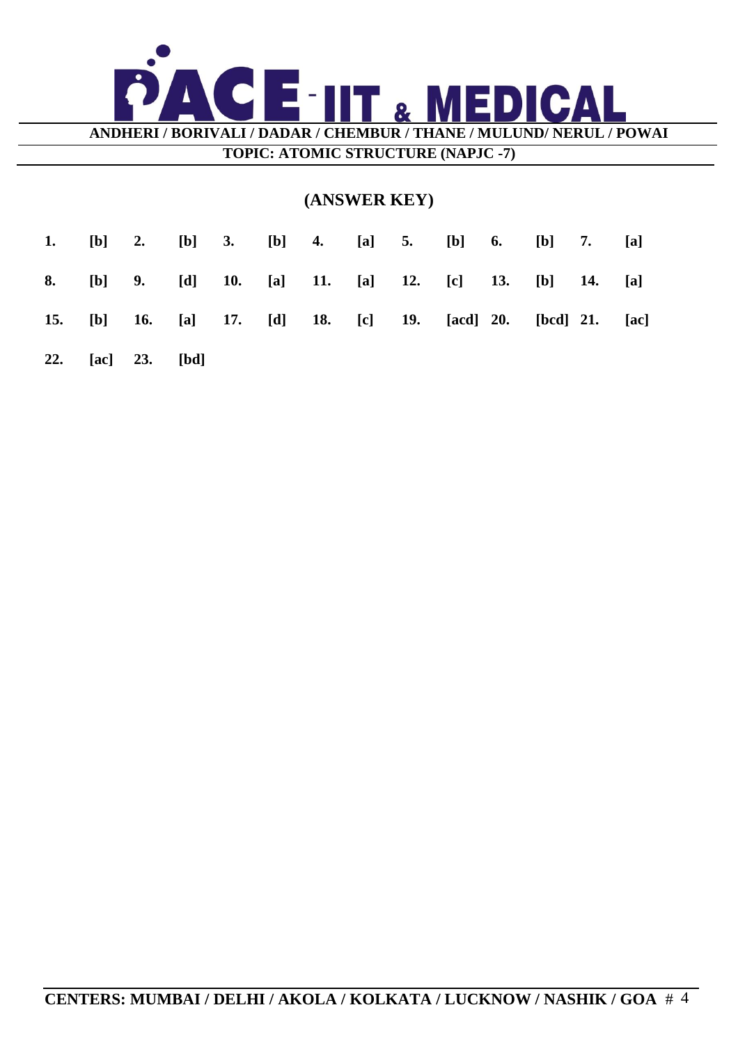ANDHERI / BORIVALI / DADAR / CHEMBUR / THANE / MULUND/ NERUL / POWAI

**TOPIC: ATOMIC STRUCTURE (NAPJC -7)**

## (ANSWER KEY)

| | | | | | | | | | | | | | |
|---|---|---|---|---|---|---|---|---|---|---|---|---|---|
| **1.** | **[b]** | **2.** | **[b]** | **3.** | **[b]** | **4.** | **[a]** | **5.** | **[b]** | **6.** | **[b]** | **7.** | **[a]** |
| **8.** | **[b]** | **9.** | **[d]** | **10.** | **[a]** | **11.** | **[a]** | **12.** | **[c]** | **13.** | **[b]** | **14.** | **[a]** |
| **15.** | **[b]** | **16.** | **[a]** | **17.** | **[d]** | **18.** | **[c]** | **19.** | **[acd]** | **20.** | **[bcd]** | **21.** | **[ac]** |
| **22.** | **[ac]** | **23.** | **[bd]** | | | | | | | | | | |